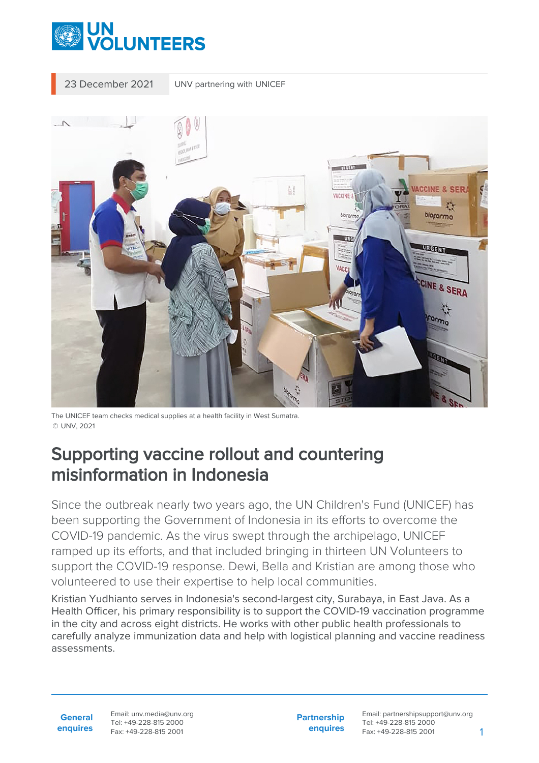23 December 2021 UNV partnering with UNICEF

The UNICEF team checks medical supplies at a health facility in West Sumatra.
© UNV, 2021

# Supporting vaccine rollout and countering misinformation in Indonesia

Since the outbreak nearly two years ago, the UN Children's Fund (UNICEF) has been supporting the Government of Indonesia in its efforts to overcome the COVID-19 pandemic. As the virus swept through the archipelago, UNICEF ramped up its efforts, and that included bringing in thirteen UN Volunteers to support the COVID-19 response. Dewi, Bella and Kristian are among those who volunteered to use their expertise to help local communities.

Kristian Yudhianto serves in Indonesia's second-largest city, Surabaya, in East Java. As a Health Officer, his primary responsibility is to support the COVID-19 vaccination programme in the city and across eight districts. He works with other public health professionals to carefully analyze immunization data and help with logistical planning and vaccine readiness assessments.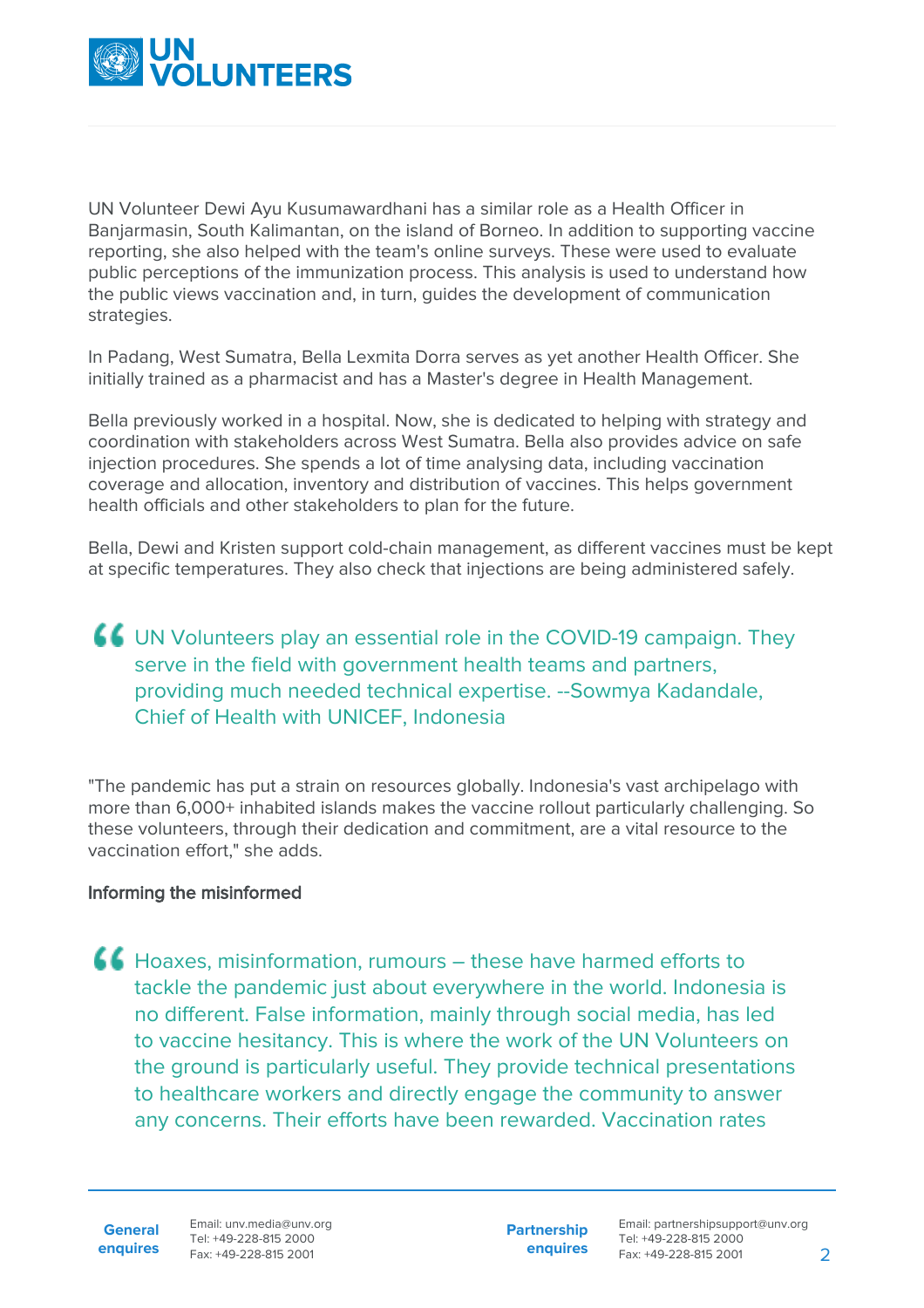UN Volunteer Dewi Ayu Kusumawardhani has a similar role as a Health Officer in Banjarmasin, South Kalimantan, on the island of Borneo. In addition to supporting vaccine reporting, she also helped with the team's online surveys. These were used to evaluate public perceptions of the immunization process. This analysis is used to understand how the public views vaccination and, in turn, guides the development of communication strategies.

In Padang, West Sumatra, Bella Lexmita Dorra serves as yet another Health Officer. She initially trained as a pharmacist and has a Master's degree in Health Management.

Bella previously worked in a hospital. Now, she is dedicated to helping with strategy and coordination with stakeholders across West Sumatra. Bella also provides advice on safe injection procedures. She spends a lot of time analysing data, including vaccination coverage and allocation, inventory and distribution of vaccines. This helps government health officials and other stakeholders to plan for the future.

Bella, Dewi and Kristen support cold-chain management, as different vaccines must be kept at specific temperatures. They also check that injections are being administered safely.

> UN Volunteers play an essential role in the COVID-19 campaign. They serve in the field with government health teams and partners, providing much needed technical expertise. --Sowmya Kadandale, Chief of Health with UNICEF, Indonesia

"The pandemic has put a strain on resources globally. Indonesia's vast archipelago with more than 6,000+ inhabited islands makes the vaccine rollout particularly challenging. So these volunteers, through their dedication and commitment, are a vital resource to the vaccination effort," she adds.

### Informing the misinformed

> Hoaxes, misinformation, rumours – these have harmed efforts to tackle the pandemic just about everywhere in the world. Indonesia is no different. False information, mainly through social media, has led to vaccine hesitancy. This is where the work of the UN Volunteers on the ground is particularly useful. They provide technical presentations to healthcare workers and directly engage the community to answer any concerns. Their efforts have been rewarded. Vaccination rates

**General enquires** Email: unv.media@unv.org Tel: +49-228-815 2000 Fax: +49-228-815 2001

**Partnership enquires** Email: partnershipsupport@unv.org Tel: +49-228-815 2000 Fax: +49-228-815 2001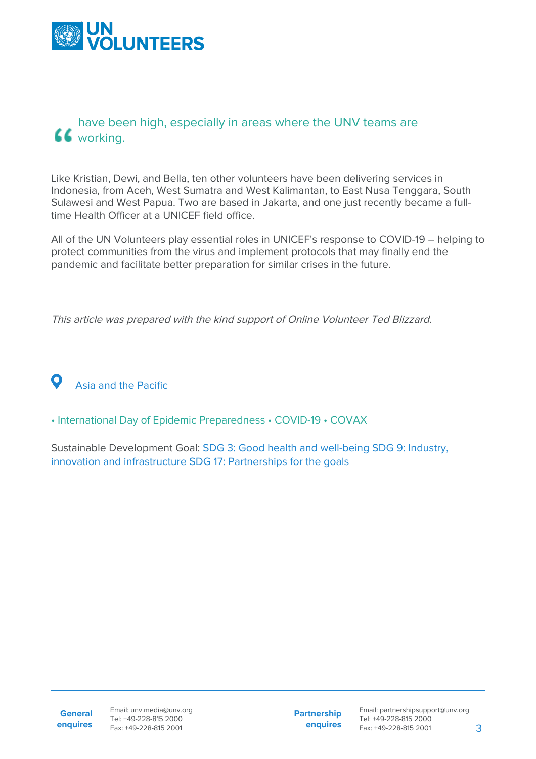> have been high, especially in areas where the UNV teams are working.

Like Kristian, Dewi, and Bella, ten other volunteers have been delivering services in Indonesia, from Aceh, West Sumatra and West Kalimantan, to East Nusa Tenggara, South Sulawesi and West Papua. Two are based in Jakarta, and one just recently became a full-time Health Officer at a UNICEF field office.

All of the UN Volunteers play essential roles in UNICEF's response to COVID-19 – helping to protect communities from the virus and implement protocols that may finally end the pandemic and facilitate better preparation for similar crises in the future.

---

*This article was prepared with the kind support of Online Volunteer Ted Blizzard.*

---

Asia and the Pacific

• International Day of Epidemic Preparedness • COVID-19 • COVAX

Sustainable Development Goal: SDG 3: Good health and well-being SDG 9: Industry, innovation and infrastructure SDG 17: Partnerships for the goals

**General enquires**
Email: unv.media@unv.org
Tel: +49-228-815 2000
Fax: +49-228-815 2001

**Partnership enquires**
Email: partnershipsupport@unv.org
Tel: +49-228-815 2000
Fax: +49-228-815 2001